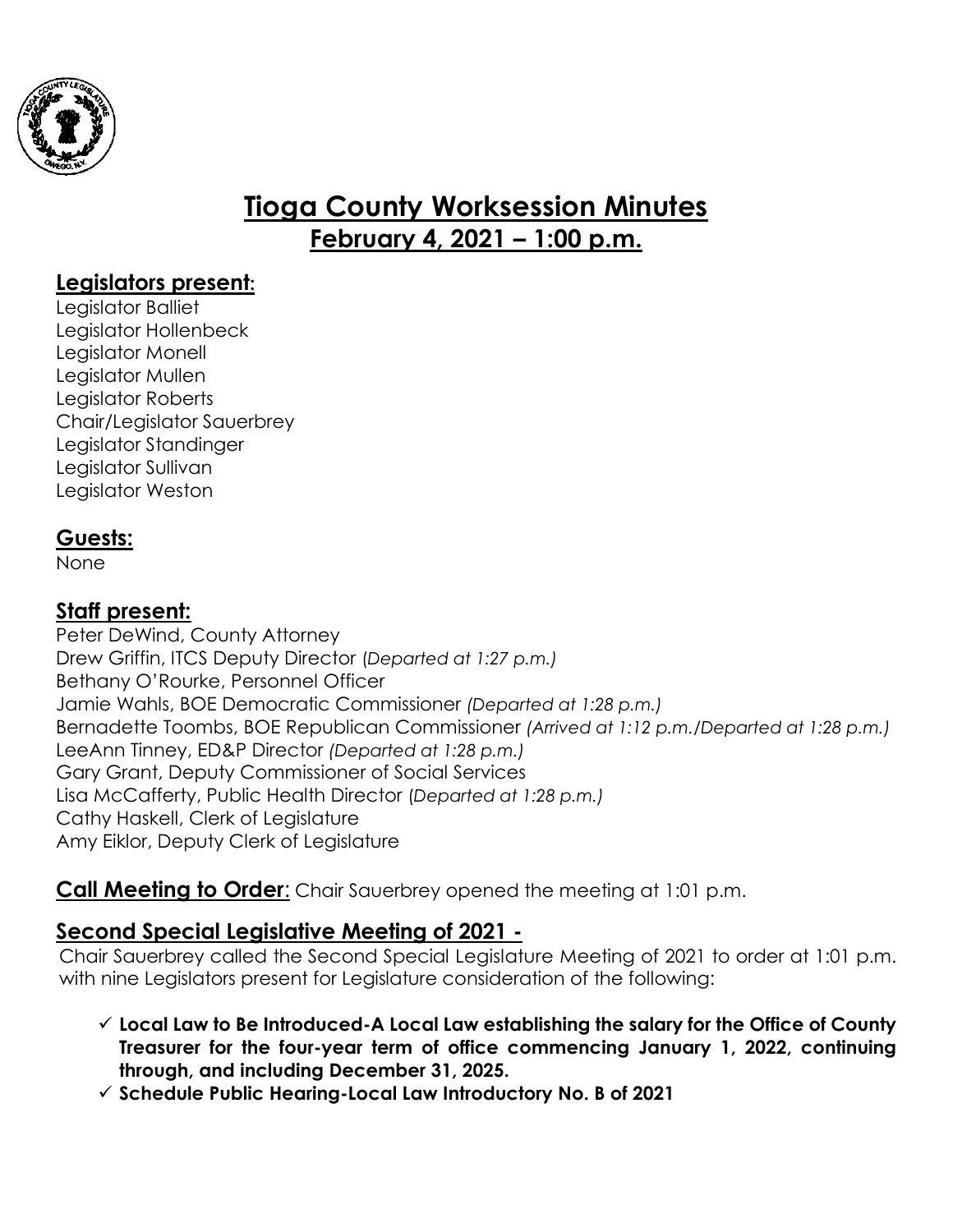# Tioga County Worksession Minutes

## February 4, 2021 – 1:00 p.m.

### Legislators present:

Legislator Balliet
Legislator Hollenbeck
Legislator Monell
Legislator Mullen
Legislator Roberts
Chair/Legislator Sauerbrey
Legislator Standinger
Legislator Sullivan
Legislator Weston

### Guests:

None

### Staff present:

Peter DeWind, County Attorney
Drew Griffin, ITCS Deputy Director (*Departed at 1:27 p.m.)*
Bethany O'Rourke, Personnel Officer
Jamie Wahls, BOE Democratic Commissioner *(Departed at 1:28 p.m.)*
Bernadette Toombs, BOE Republican Commissioner *(Arrived at 1:12 p.m./Departed at 1:28 p.m.)*
LeeAnn Tinney, ED&P Director *(Departed at 1:28 p.m.)*
Gary Grant, Deputy Commissioner of Social Services
Lisa McCafferty, Public Health Director (*Departed at 1:28 p.m.)*
Cathy Haskell, Clerk of Legislature
Amy Eiklor, Deputy Clerk of Legislature

**Call Meeting to Order**: Chair Sauerbrey opened the meeting at 1:01 p.m.

### Second Special Legislative Meeting of 2021 -

Chair Sauerbrey called the Second Special Legislature Meeting of 2021 to order at 1:01 p.m. with nine Legislators present for Legislature consideration of the following:

- ✓ **Local Law to Be Introduced-A Local Law establishing the salary for the Office of County Treasurer for the four-year term of office commencing January 1, 2022, continuing through, and including December 31, 2025.**
- ✓ **Schedule Public Hearing-Local Law Introductory No. B of 2021**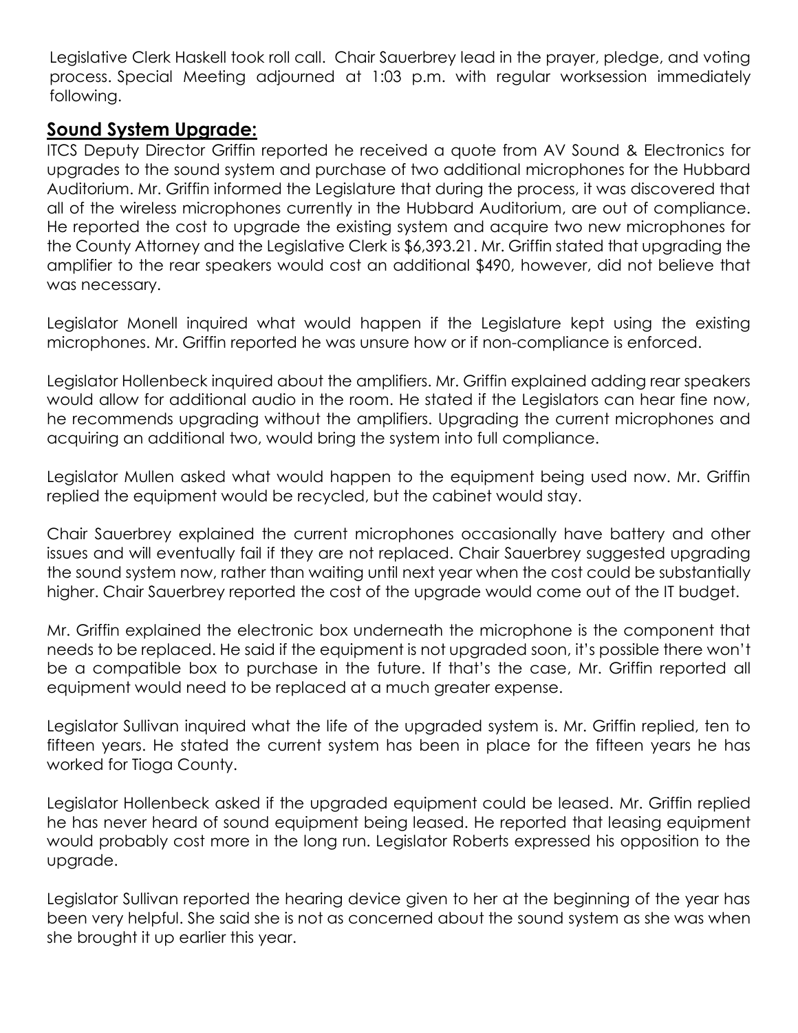Legislative Clerk Haskell took roll call. Chair Sauerbrey lead in the prayer, pledge, and voting process. Special Meeting adjourned at 1:03 p.m. with regular worksession immediately following.

## Sound System Upgrade:

ITCS Deputy Director Griffin reported he received a quote from AV Sound & Electronics for upgrades to the sound system and purchase of two additional microphones for the Hubbard Auditorium. Mr. Griffin informed the Legislature that during the process, it was discovered that all of the wireless microphones currently in the Hubbard Auditorium, are out of compliance. He reported the cost to upgrade the existing system and acquire two new microphones for the County Attorney and the Legislative Clerk is $6,393.21. Mr. Griffin stated that upgrading the amplifier to the rear speakers would cost an additional $490, however, did not believe that was necessary.

Legislator Monell inquired what would happen if the Legislature kept using the existing microphones. Mr. Griffin reported he was unsure how or if non-compliance is enforced.

Legislator Hollenbeck inquired about the amplifiers. Mr. Griffin explained adding rear speakers would allow for additional audio in the room. He stated if the Legislators can hear fine now, he recommends upgrading without the amplifiers. Upgrading the current microphones and acquiring an additional two, would bring the system into full compliance.

Legislator Mullen asked what would happen to the equipment being used now. Mr. Griffin replied the equipment would be recycled, but the cabinet would stay.

Chair Sauerbrey explained the current microphones occasionally have battery and other issues and will eventually fail if they are not replaced. Chair Sauerbrey suggested upgrading the sound system now, rather than waiting until next year when the cost could be substantially higher. Chair Sauerbrey reported the cost of the upgrade would come out of the IT budget.

Mr. Griffin explained the electronic box underneath the microphone is the component that needs to be replaced. He said if the equipment is not upgraded soon, it's possible there won't be a compatible box to purchase in the future. If that's the case, Mr. Griffin reported all equipment would need to be replaced at a much greater expense.

Legislator Sullivan inquired what the life of the upgraded system is. Mr. Griffin replied, ten to fifteen years. He stated the current system has been in place for the fifteen years he has worked for Tioga County.

Legislator Hollenbeck asked if the upgraded equipment could be leased. Mr. Griffin replied he has never heard of sound equipment being leased. He reported that leasing equipment would probably cost more in the long run. Legislator Roberts expressed his opposition to the upgrade.

Legislator Sullivan reported the hearing device given to her at the beginning of the year has been very helpful. She said she is not as concerned about the sound system as she was when she brought it up earlier this year.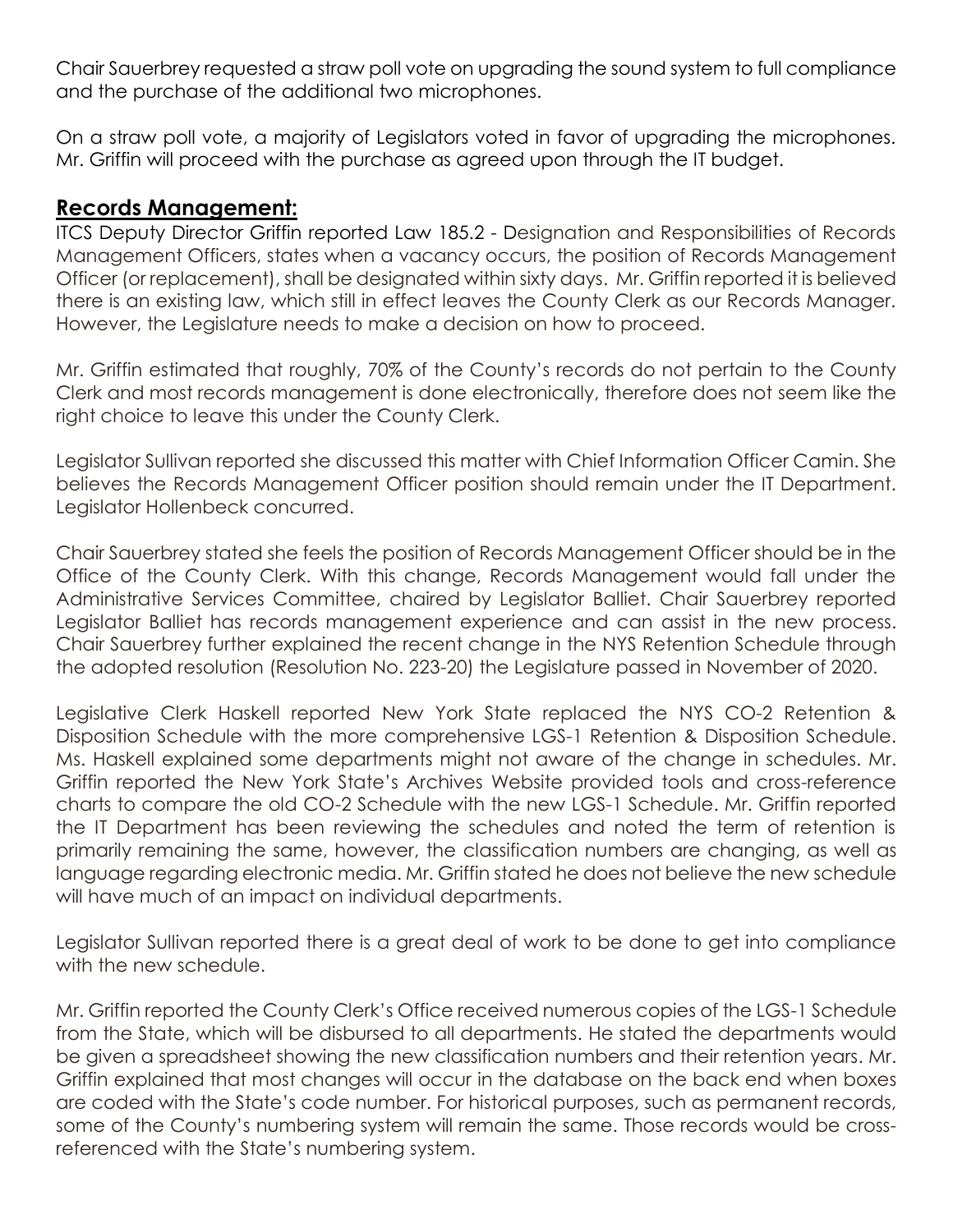Chair Sauerbrey requested a straw poll vote on upgrading the sound system to full compliance and the purchase of the additional two microphones.

On a straw poll vote, a majority of Legislators voted in favor of upgrading the microphones. Mr. Griffin will proceed with the purchase as agreed upon through the IT budget.

## Records Management:

ITCS Deputy Director Griffin reported Law 185.2 - Designation and Responsibilities of Records Management Officers, states when a vacancy occurs, the position of Records Management Officer (or replacement), shall be designated within sixty days. Mr. Griffin reported it is believed there is an existing law, which still in effect leaves the County Clerk as our Records Manager. However, the Legislature needs to make a decision on how to proceed.

Mr. Griffin estimated that roughly, 70% of the County's records do not pertain to the County Clerk and most records management is done electronically, therefore does not seem like the right choice to leave this under the County Clerk.

Legislator Sullivan reported she discussed this matter with Chief Information Officer Camin. She believes the Records Management Officer position should remain under the IT Department. Legislator Hollenbeck concurred.

Chair Sauerbrey stated she feels the position of Records Management Officer should be in the Office of the County Clerk. With this change, Records Management would fall under the Administrative Services Committee, chaired by Legislator Balliet. Chair Sauerbrey reported Legislator Balliet has records management experience and can assist in the new process. Chair Sauerbrey further explained the recent change in the NYS Retention Schedule through the adopted resolution (Resolution No. 223-20) the Legislature passed in November of 2020.

Legislative Clerk Haskell reported New York State replaced the NYS CO-2 Retention & Disposition Schedule with the more comprehensive LGS-1 Retention & Disposition Schedule. Ms. Haskell explained some departments might not aware of the change in schedules. Mr. Griffin reported the New York State's Archives Website provided tools and cross-reference charts to compare the old CO-2 Schedule with the new LGS-1 Schedule. Mr. Griffin reported the IT Department has been reviewing the schedules and noted the term of retention is primarily remaining the same, however, the classification numbers are changing, as well as language regarding electronic media. Mr. Griffin stated he does not believe the new schedule will have much of an impact on individual departments.

Legislator Sullivan reported there is a great deal of work to be done to get into compliance with the new schedule.

Mr. Griffin reported the County Clerk's Office received numerous copies of the LGS-1 Schedule from the State, which will be disbursed to all departments. He stated the departments would be given a spreadsheet showing the new classification numbers and their retention years. Mr. Griffin explained that most changes will occur in the database on the back end when boxes are coded with the State's code number. For historical purposes, such as permanent records, some of the County's numbering system will remain the same. Those records would be cross-referenced with the State's numbering system.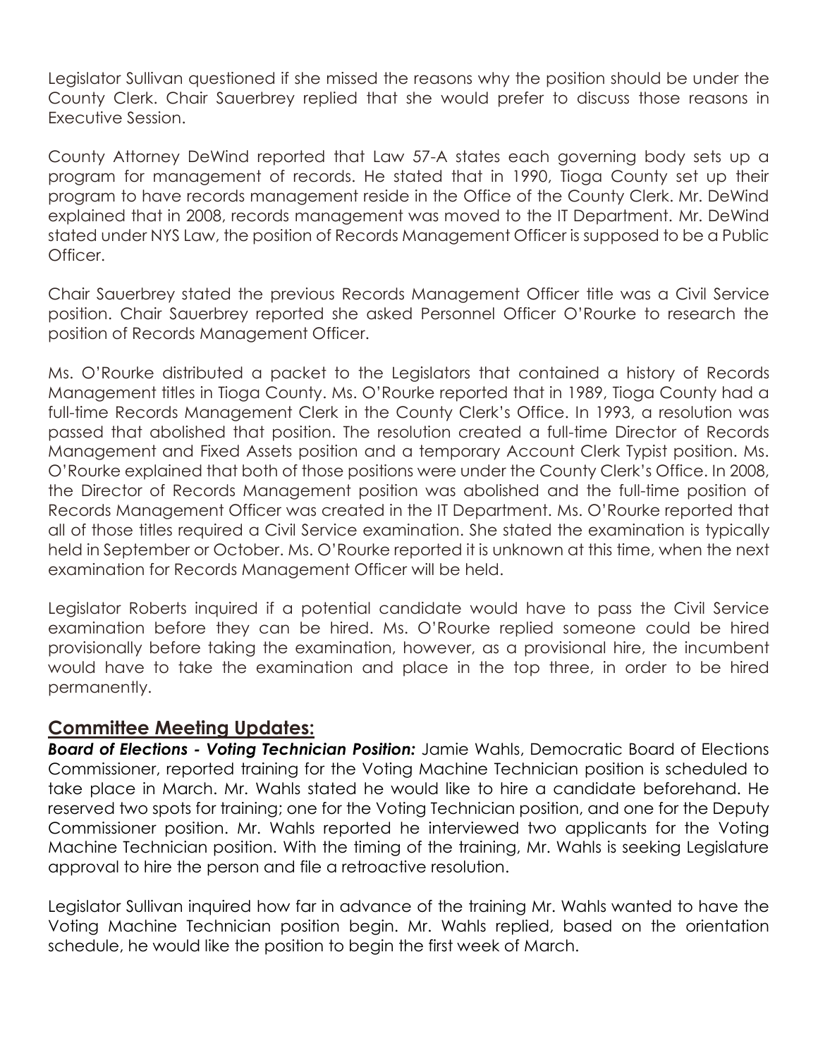Legislator Sullivan questioned if she missed the reasons why the position should be under the County Clerk. Chair Sauerbrey replied that she would prefer to discuss those reasons in Executive Session.

County Attorney DeWind reported that Law 57-A states each governing body sets up a program for management of records. He stated that in 1990, Tioga County set up their program to have records management reside in the Office of the County Clerk. Mr. DeWind explained that in 2008, records management was moved to the IT Department. Mr. DeWind stated under NYS Law, the position of Records Management Officer is supposed to be a Public Officer.

Chair Sauerbrey stated the previous Records Management Officer title was a Civil Service position. Chair Sauerbrey reported she asked Personnel Officer O'Rourke to research the position of Records Management Officer.

Ms. O'Rourke distributed a packet to the Legislators that contained a history of Records Management titles in Tioga County. Ms. O'Rourke reported that in 1989, Tioga County had a full-time Records Management Clerk in the County Clerk's Office. In 1993, a resolution was passed that abolished that position. The resolution created a full-time Director of Records Management and Fixed Assets position and a temporary Account Clerk Typist position. Ms. O'Rourke explained that both of those positions were under the County Clerk's Office. In 2008, the Director of Records Management position was abolished and the full-time position of Records Management Officer was created in the IT Department. Ms. O'Rourke reported that all of those titles required a Civil Service examination. She stated the examination is typically held in September or October. Ms. O'Rourke reported it is unknown at this time, when the next examination for Records Management Officer will be held.

Legislator Roberts inquired if a potential candidate would have to pass the Civil Service examination before they can be hired. Ms. O'Rourke replied someone could be hired provisionally before taking the examination, however, as a provisional hire, the incumbent would have to take the examination and place in the top three, in order to be hired permanently.

## Committee Meeting Updates:

***Board of Elections - Voting Technician Position:*** Jamie Wahls, Democratic Board of Elections Commissioner, reported training for the Voting Machine Technician position is scheduled to take place in March. Mr. Wahls stated he would like to hire a candidate beforehand. He reserved two spots for training; one for the Voting Technician position, and one for the Deputy Commissioner position. Mr. Wahls reported he interviewed two applicants for the Voting Machine Technician position. With the timing of the training, Mr. Wahls is seeking Legislature approval to hire the person and file a retroactive resolution.

Legislator Sullivan inquired how far in advance of the training Mr. Wahls wanted to have the Voting Machine Technician position begin. Mr. Wahls replied, based on the orientation schedule, he would like the position to begin the first week of March.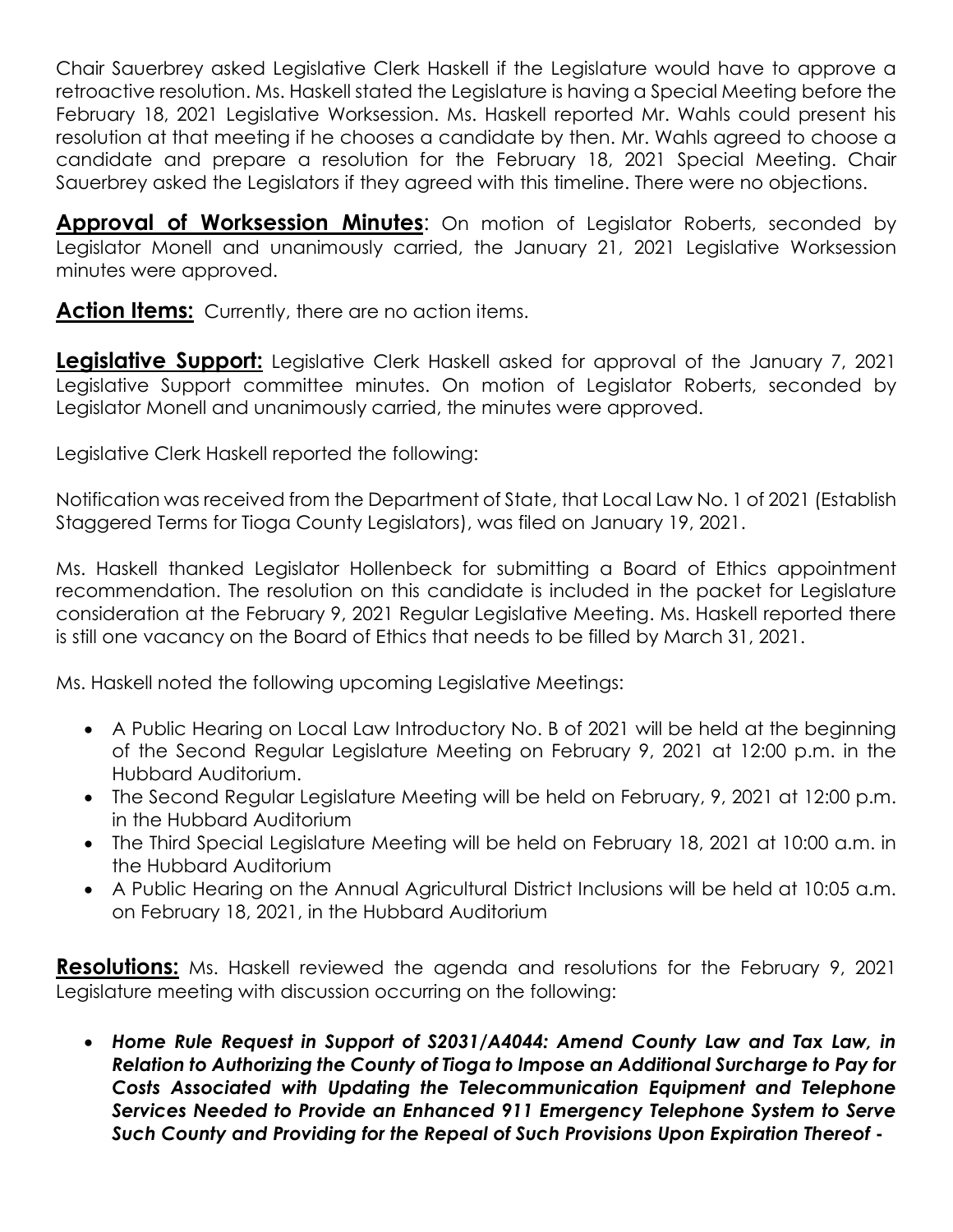Chair Sauerbrey asked Legislative Clerk Haskell if the Legislature would have to approve a retroactive resolution. Ms. Haskell stated the Legislature is having a Special Meeting before the February 18, 2021 Legislative Worksession. Ms. Haskell reported Mr. Wahls could present his resolution at that meeting if he chooses a candidate by then. Mr. Wahls agreed to choose a candidate and prepare a resolution for the February 18, 2021 Special Meeting. Chair Sauerbrey asked the Legislators if they agreed with this timeline. There were no objections.

**Approval of Worksession Minutes**: On motion of Legislator Roberts, seconded by Legislator Monell and unanimously carried, the January 21, 2021 Legislative Worksession minutes were approved.

**Action Items:** Currently, there are no action items.

**Legislative Support:** Legislative Clerk Haskell asked for approval of the January 7, 2021 Legislative Support committee minutes. On motion of Legislator Roberts, seconded by Legislator Monell and unanimously carried, the minutes were approved.

Legislative Clerk Haskell reported the following:

Notification was received from the Department of State, that Local Law No. 1 of 2021 (Establish Staggered Terms for Tioga County Legislators), was filed on January 19, 2021.

Ms. Haskell thanked Legislator Hollenbeck for submitting a Board of Ethics appointment recommendation. The resolution on this candidate is included in the packet for Legislature consideration at the February 9, 2021 Regular Legislative Meeting. Ms. Haskell reported there is still one vacancy on the Board of Ethics that needs to be filled by March 31, 2021.

Ms. Haskell noted the following upcoming Legislative Meetings:

- A Public Hearing on Local Law Introductory No. B of 2021 will be held at the beginning of the Second Regular Legislature Meeting on February 9, 2021 at 12:00 p.m. in the Hubbard Auditorium.
- The Second Regular Legislature Meeting will be held on February, 9, 2021 at 12:00 p.m. in the Hubbard Auditorium
- The Third Special Legislature Meeting will be held on February 18, 2021 at 10:00 a.m. in the Hubbard Auditorium
- A Public Hearing on the Annual Agricultural District Inclusions will be held at 10:05 a.m. on February 18, 2021, in the Hubbard Auditorium

**Resolutions:** Ms. Haskell reviewed the agenda and resolutions for the February 9, 2021 Legislature meeting with discussion occurring on the following:

- ***Home Rule Request in Support of S2031/A4044: Amend County Law and Tax Law, in Relation to Authorizing the County of Tioga to Impose an Additional Surcharge to Pay for Costs Associated with Updating the Telecommunication Equipment and Telephone Services Needed to Provide an Enhanced 911 Emergency Telephone System to Serve Such County and Providing for the Repeal of Such Provisions Upon Expiration Thereof -***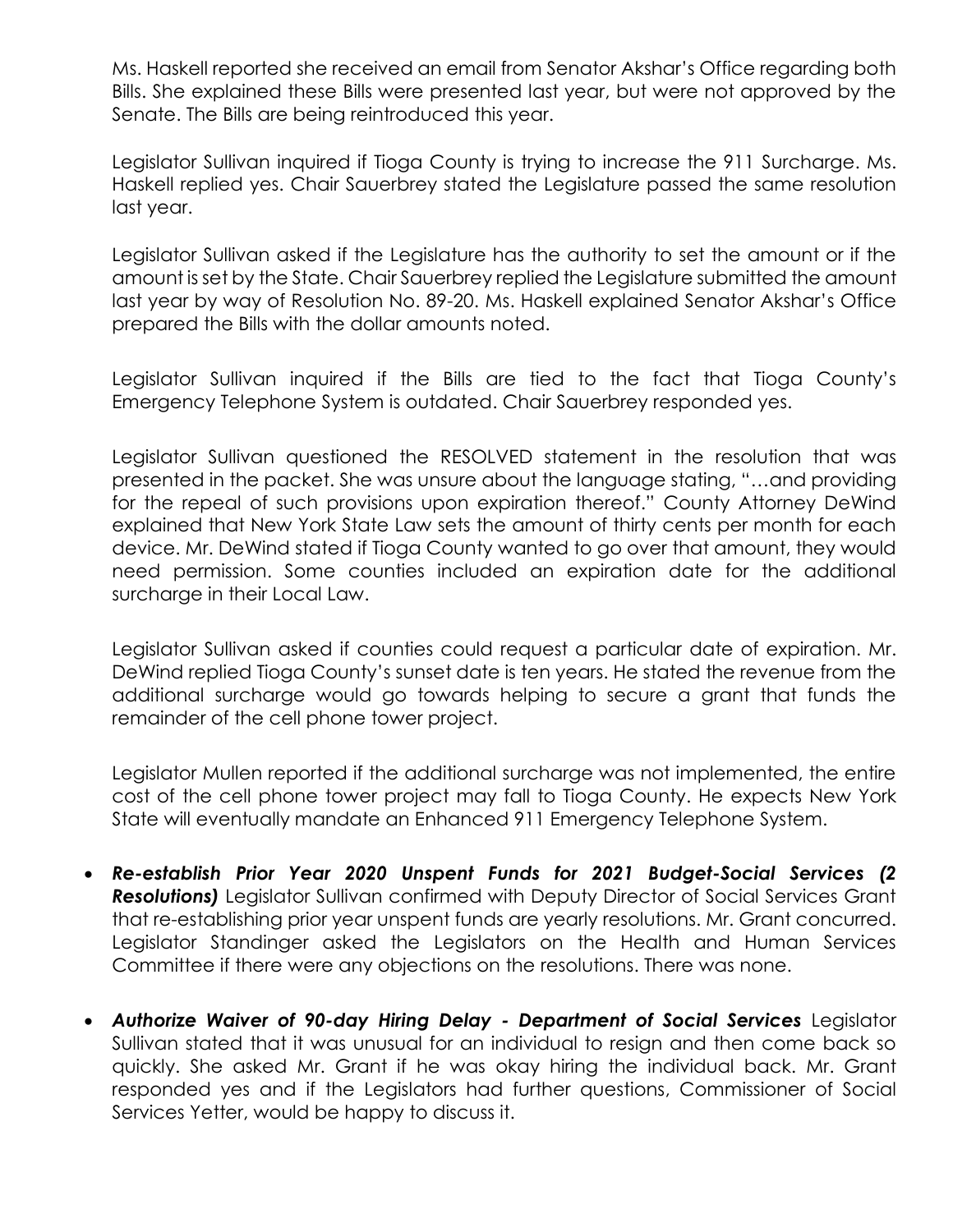Ms. Haskell reported she received an email from Senator Akshar's Office regarding both Bills. She explained these Bills were presented last year, but were not approved by the Senate. The Bills are being reintroduced this year.

Legislator Sullivan inquired if Tioga County is trying to increase the 911 Surcharge. Ms. Haskell replied yes. Chair Sauerbrey stated the Legislature passed the same resolution last year.

Legislator Sullivan asked if the Legislature has the authority to set the amount or if the amount is set by the State. Chair Sauerbrey replied the Legislature submitted the amount last year by way of Resolution No. 89-20. Ms. Haskell explained Senator Akshar's Office prepared the Bills with the dollar amounts noted.

Legislator Sullivan inquired if the Bills are tied to the fact that Tioga County's Emergency Telephone System is outdated. Chair Sauerbrey responded yes.

Legislator Sullivan questioned the RESOLVED statement in the resolution that was presented in the packet. She was unsure about the language stating, "…and providing for the repeal of such provisions upon expiration thereof." County Attorney DeWind explained that New York State Law sets the amount of thirty cents per month for each device. Mr. DeWind stated if Tioga County wanted to go over that amount, they would need permission. Some counties included an expiration date for the additional surcharge in their Local Law.

Legislator Sullivan asked if counties could request a particular date of expiration. Mr. DeWind replied Tioga County's sunset date is ten years. He stated the revenue from the additional surcharge would go towards helping to secure a grant that funds the remainder of the cell phone tower project.

Legislator Mullen reported if the additional surcharge was not implemented, the entire cost of the cell phone tower project may fall to Tioga County. He expects New York State will eventually mandate an Enhanced 911 Emergency Telephone System.

- ***Re-establish Prior Year 2020 Unspent Funds for 2021 Budget-Social Services (2 Resolutions)*** Legislator Sullivan confirmed with Deputy Director of Social Services Grant that re-establishing prior year unspent funds are yearly resolutions. Mr. Grant concurred. Legislator Standinger asked the Legislators on the Health and Human Services Committee if there were any objections on the resolutions. There was none.

- ***Authorize Waiver of 90-day Hiring Delay - Department of Social Services*** Legislator Sullivan stated that it was unusual for an individual to resign and then come back so quickly. She asked Mr. Grant if he was okay hiring the individual back. Mr. Grant responded yes and if the Legislators had further questions, Commissioner of Social Services Yetter, would be happy to discuss it.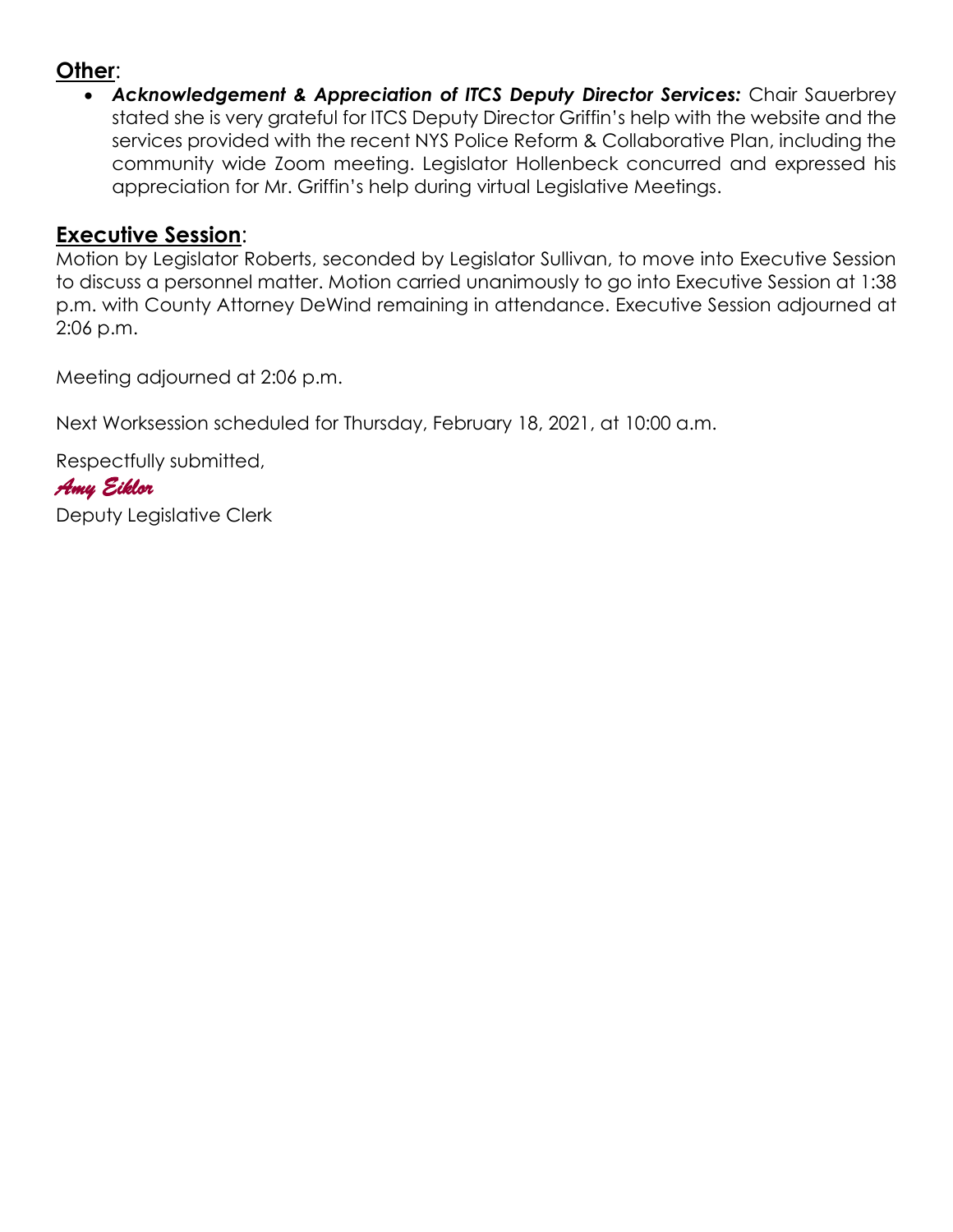## Other:

- ***Acknowledgement & Appreciation of ITCS Deputy Director Services:*** Chair Sauerbrey stated she is very grateful for ITCS Deputy Director Griffin's help with the website and the services provided with the recent NYS Police Reform & Collaborative Plan, including the community wide Zoom meeting. Legislator Hollenbeck concurred and expressed his appreciation for Mr. Griffin's help during virtual Legislative Meetings.

## Executive Session:

Motion by Legislator Roberts, seconded by Legislator Sullivan, to move into Executive Session to discuss a personnel matter. Motion carried unanimously to go into Executive Session at 1:38 p.m. with County Attorney DeWind remaining in attendance. Executive Session adjourned at 2:06 p.m.

Meeting adjourned at 2:06 p.m.

Next Worksession scheduled for Thursday, February 18, 2021, at 10:00 a.m.

Respectfully submitted,

*Amy Eiklor*

Deputy Legislative Clerk